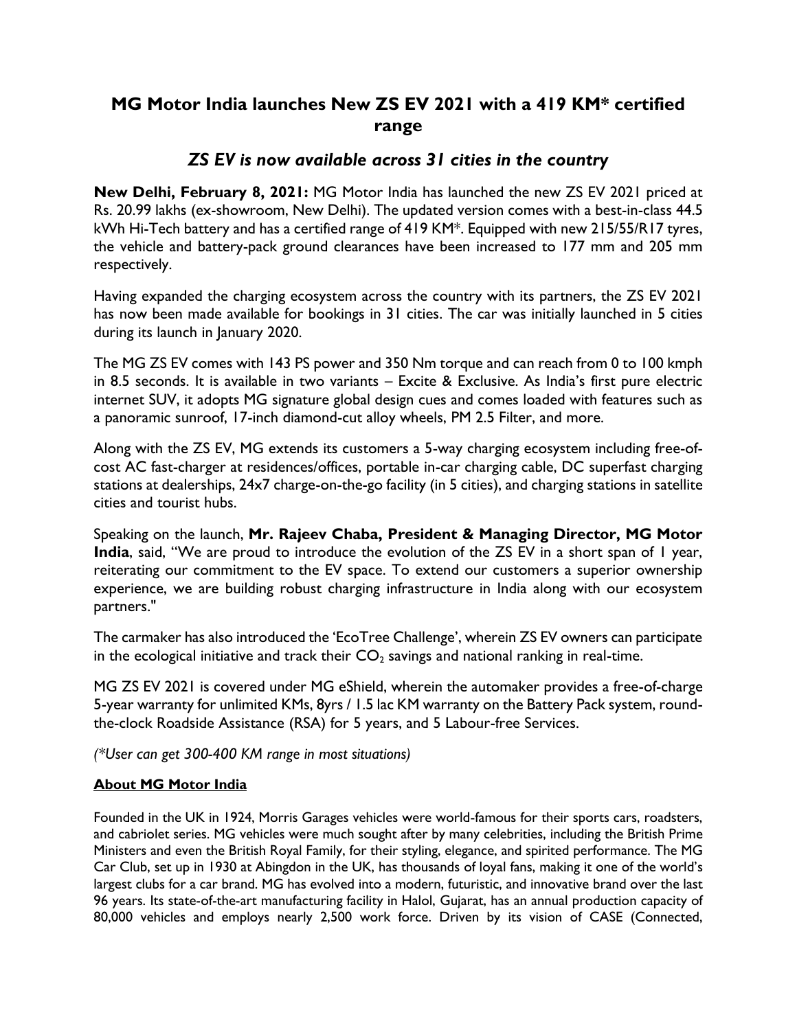# MG Motor India launches New ZS EV 2021 with a 419 KM* certified range

## *ZS EV is now available across 31 cities in the country*

**New Delhi, February 8, 2021:** MG Motor India has launched the new ZS EV 2021 priced at Rs. 20.99 lakhs (ex-showroom, New Delhi). The updated version comes with a best-in-class 44.5 kWh Hi-Tech battery and has a certified range of 419 KM*. Equipped with new 215/55/R17 tyres, the vehicle and battery-pack ground clearances have been increased to 177 mm and 205 mm respectively.

Having expanded the charging ecosystem across the country with its partners, the ZS EV 2021 has now been made available for bookings in 31 cities. The car was initially launched in 5 cities during its launch in January 2020.

The MG ZS EV comes with 143 PS power and 350 Nm torque and can reach from 0 to 100 kmph in 8.5 seconds. It is available in two variants – Excite & Exclusive. As India's first pure electric internet SUV, it adopts MG signature global design cues and comes loaded with features such as a panoramic sunroof, 17-inch diamond-cut alloy wheels, PM 2.5 Filter, and more.

Along with the ZS EV, MG extends its customers a 5-way charging ecosystem including free-of-cost AC fast-charger at residences/offices, portable in-car charging cable, DC superfast charging stations at dealerships, 24x7 charge-on-the-go facility (in 5 cities), and charging stations in satellite cities and tourist hubs.

Speaking on the launch, **Mr. Rajeev Chaba, President & Managing Director, MG Motor India**, said, "We are proud to introduce the evolution of the ZS EV in a short span of 1 year, reiterating our commitment to the EV space. To extend our customers a superior ownership experience, we are building robust charging infrastructure in India along with our ecosystem partners."

The carmaker has also introduced the 'EcoTree Challenge', wherein ZS EV owners can participate in the ecological initiative and track their $CO_2$ savings and national ranking in real-time.

MG ZS EV 2021 is covered under MG eShield, wherein the automaker provides a free-of-charge 5-year warranty for unlimited KMs, 8yrs / 1.5 lac KM warranty on the Battery Pack system, round-the-clock Roadside Assistance (RSA) for 5 years, and 5 Labour-free Services.

*(*User can get 300-400 KM range in most situations)*

**About MG Motor India**

Founded in the UK in 1924, Morris Garages vehicles were world-famous for their sports cars, roadsters, and cabriolet series. MG vehicles were much sought after by many celebrities, including the British Prime Ministers and even the British Royal Family, for their styling, elegance, and spirited performance. The MG Car Club, set up in 1930 at Abingdon in the UK, has thousands of loyal fans, making it one of the world's largest clubs for a car brand. MG has evolved into a modern, futuristic, and innovative brand over the last 96 years. Its state-of-the-art manufacturing facility in Halol, Gujarat, has an annual production capacity of 80,000 vehicles and employs nearly 2,500 work force. Driven by its vision of CASE (Connected,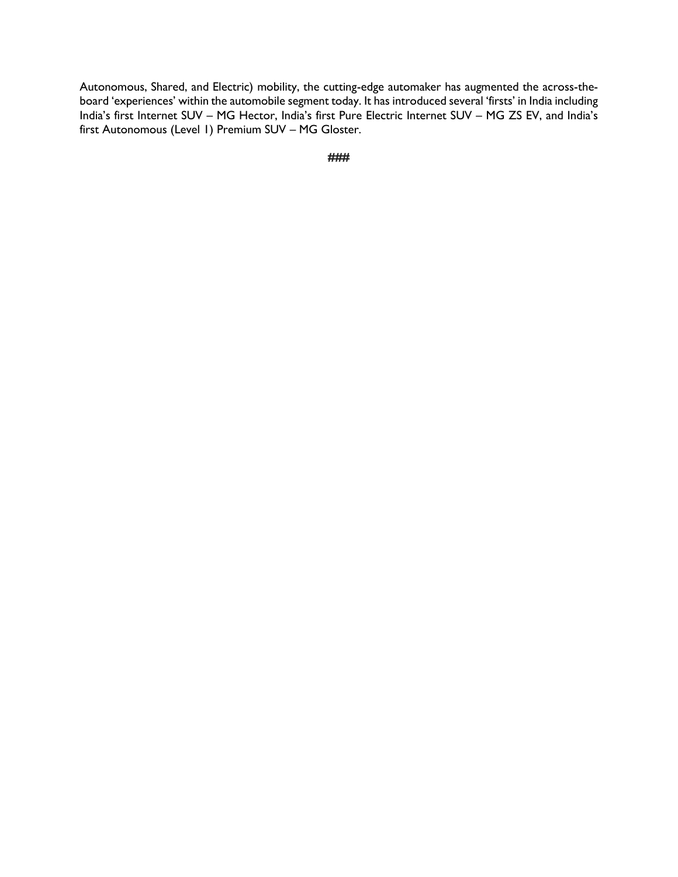Autonomous, Shared, and Electric) mobility, the cutting-edge automaker has augmented the across-the-board 'experiences' within the automobile segment today. It has introduced several 'firsts' in India including India's first Internet SUV – MG Hector, India's first Pure Electric Internet SUV – MG ZS EV, and India's first Autonomous (Level 1) Premium SUV – MG Gloster.

###